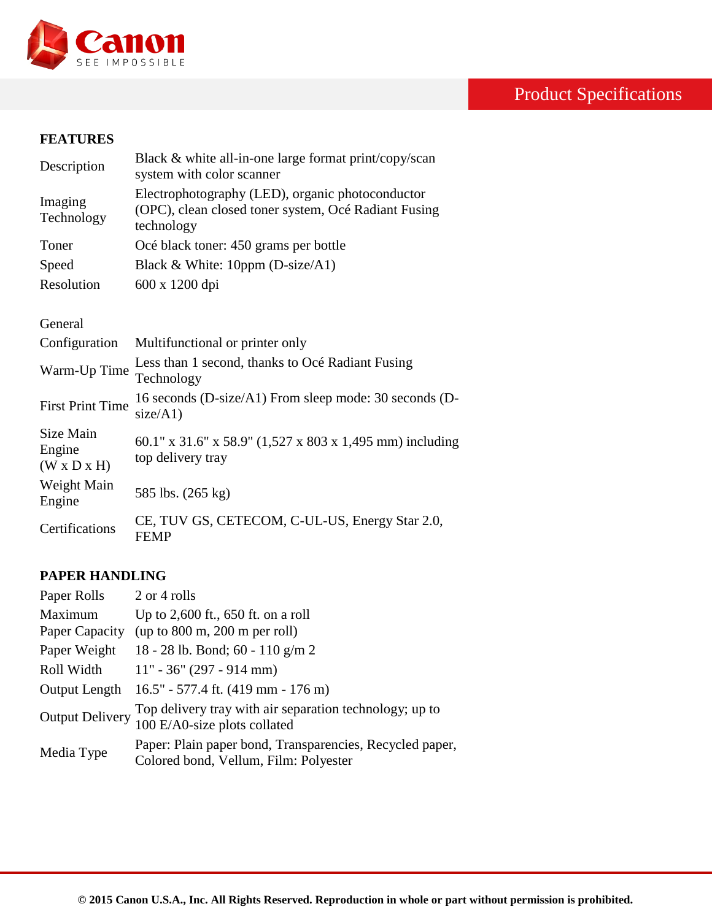# Product Specifications

## FEATURES

| | |
|---|---|
| Description | Black & white all-in-one large format print/copy/scan system with color scanner |
| Imaging Technology | Electrophotography (LED), organic photoconductor (OPC), clean closed toner system, Océ Radiant Fusing technology |
| Toner | Océ black toner: 450 grams per bottle |
| Speed | Black & White: 10ppm (D-size/A1) |
| Resolution | 600 x 1200 dpi |

General

| | |
|---|---|
| Configuration | Multifunctional or printer only |
| Warm-Up Time | Less than 1 second, thanks to Océ Radiant Fusing Technology |
| First Print Time | 16 seconds (D-size/A1) From sleep mode: 30 seconds (D-size/A1) |
| Size Main Engine (W x D x H) | 60.1" x 31.6" x 58.9" (1,527 x 803 x 1,495 mm) including top delivery tray |
| Weight Main Engine | 585 lbs. (265 kg) |
| Certifications | CE, TUV GS, CETECOM, C-UL-US, Energy Star 2.0, FEMP |

## PAPER HANDLING

| | |
|---|---|
| Paper Rolls | 2 or 4 rolls |
| Maximum Paper Capacity | Up to 2,600 ft., 650 ft. on a roll (up to 800 m, 200 m per roll) |
| Paper Weight | 18 - 28 lb. Bond; 60 - 110 g/m 2 |
| Roll Width | 11" - 36" (297 - 914 mm) |
| Output Length | 16.5" - 577.4 ft. (419 mm - 176 m) |
| Output Delivery | Top delivery tray with air separation technology; up to 100 E/A0-size plots collated |
| Media Type | Paper: Plain paper bond, Transparencies, Recycled paper, Colored bond, Vellum, Film: Polyester |

**© 2015 Canon U.S.A., Inc. All Rights Reserved. Reproduction in whole or part without permission is prohibited.**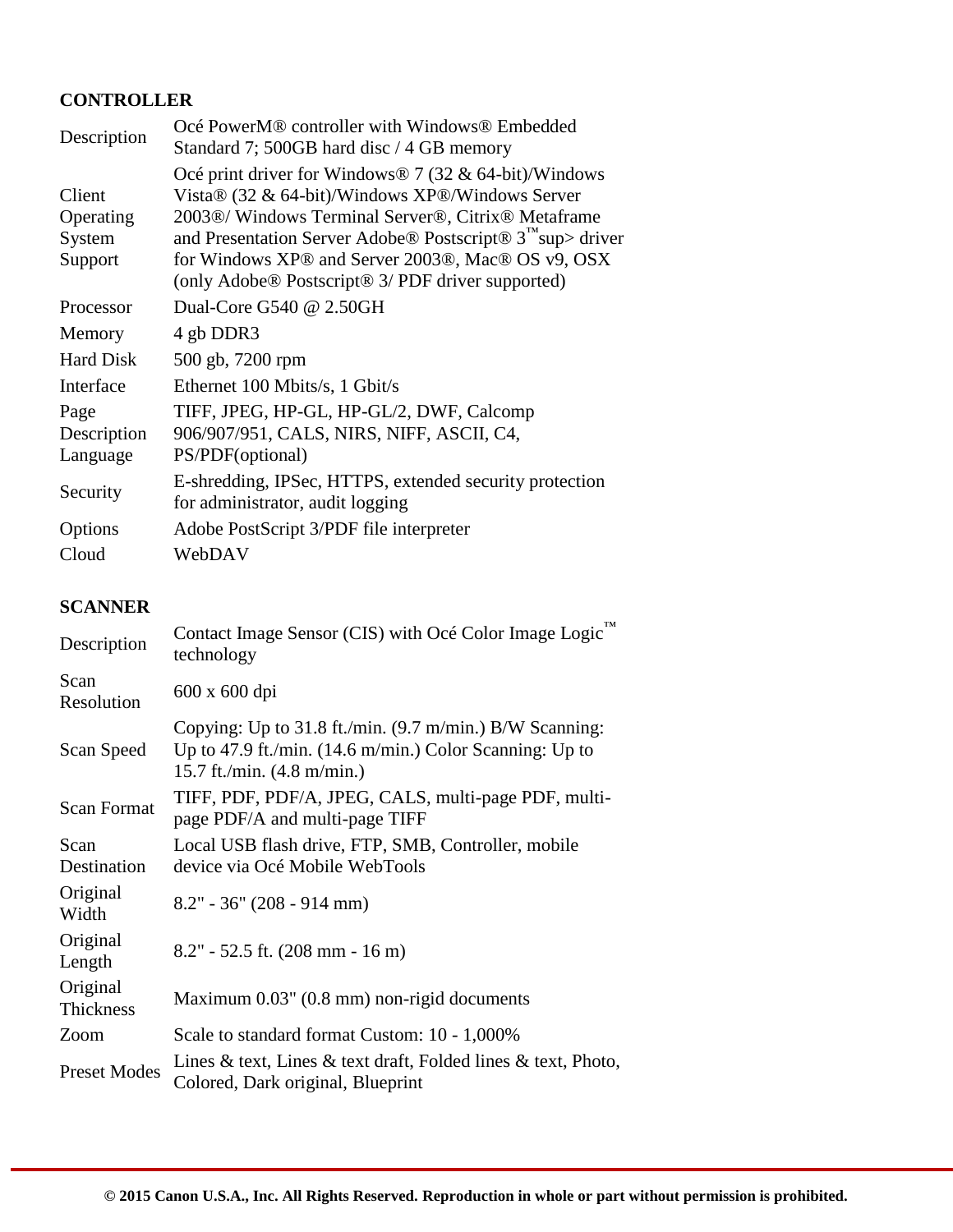**CONTROLLER**

| | |
|---|---|
| Description | Océ PowerM® controller with Windows® Embedded Standard 7; 500GB hard disc / 4 GB memory |
| Client Operating System Support | Océ print driver for Windows® 7 (32 & 64-bit)/Windows Vista® (32 & 64-bit)/Windows XP®/Windows Server 2003®/ Windows Terminal Server®, Citrix® Metaframe and Presentation Server Adobe® Postscript® 3™sup> driver for Windows XP® and Server 2003®, Mac® OS v9, OSX (only Adobe® Postscript® 3/ PDF driver supported) |
| Processor | Dual-Core G540 @ 2.50GH |
| Memory | 4 gb DDR3 |
| Hard Disk | 500 gb, 7200 rpm |
| Interface | Ethernet 100 Mbits/s, 1 Gbit/s |
| Page Description Language | TIFF, JPEG, HP-GL, HP-GL/2, DWF, Calcomp 906/907/951, CALS, NIRS, NIFF, ASCII, C4, PS/PDF(optional) |
| Security | E-shredding, IPSec, HTTPS, extended security protection for administrator, audit logging |
| Options | Adobe PostScript 3/PDF file interpreter |
| Cloud | WebDAV |

**SCANNER**

| | |
|---|---|
| Description | Contact Image Sensor (CIS) with Océ Color Image Logic™ technology |
| Scan Resolution | 600 x 600 dpi |
| Scan Speed | Copying: Up to 31.8 ft./min. (9.7 m/min.) B/W Scanning: Up to 47.9 ft./min. (14.6 m/min.) Color Scanning: Up to 15.7 ft./min. (4.8 m/min.) |
| Scan Format | TIFF, PDF, PDF/A, JPEG, CALS, multi-page PDF, multi-page PDF/A and multi-page TIFF |
| Scan Destination | Local USB flash drive, FTP, SMB, Controller, mobile device via Océ Mobile WebTools |
| Original Width | 8.2" - 36" (208 - 914 mm) |
| Original Length | 8.2" - 52.5 ft. (208 mm - 16 m) |
| Original Thickness | Maximum 0.03" (0.8 mm) non-rigid documents |
| Zoom | Scale to standard format Custom: 10 - 1,000% |
| Preset Modes | Lines & text, Lines & text draft, Folded lines & text, Photo, Colored, Dark original, Blueprint |

**© 2015 Canon U.S.A., Inc. All Rights Reserved. Reproduction in whole or part without permission is prohibited.**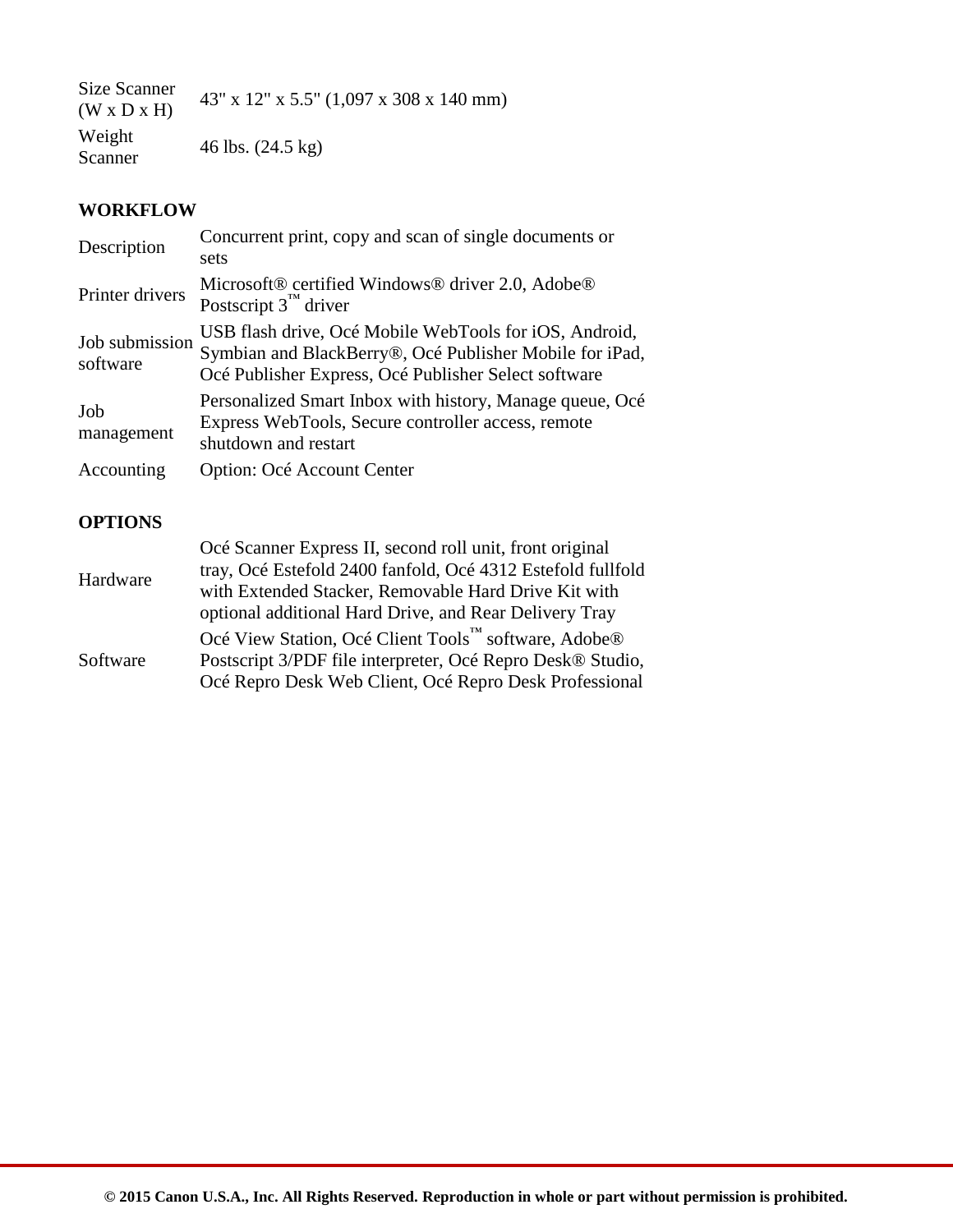| | |
|---|---|
| Size Scanner (W x D x H) | 43" x 12" x 5.5" (1,097 x 308 x 140 mm) |
| Weight Scanner | 46 lbs. (24.5 kg) |

**WORKFLOW**

| | |
|---|---|
| Description | Concurrent print, copy and scan of single documents or sets |
| Printer drivers | Microsoft® certified Windows® driver 2.0, Adobe® Postscript 3™ driver |
| Job submission software | USB flash drive, Océ Mobile WebTools for iOS, Android, Symbian and BlackBerry®, Océ Publisher Mobile for iPad, Océ Publisher Express, Océ Publisher Select software |
| Job management | Personalized Smart Inbox with history, Manage queue, Océ Express WebTools, Secure controller access, remote shutdown and restart |
| Accounting | Option: Océ Account Center |

**OPTIONS**

| | |
|---|---|
| Hardware | Océ Scanner Express II, second roll unit, front original tray, Océ Estefold 2400 fanfold, Océ 4312 Estefold fullfold with Extended Stacker, Removable Hard Drive Kit with optional additional Hard Drive, and Rear Delivery Tray |
| Software | Océ View Station, Océ Client Tools™ software, Adobe® Postscript 3/PDF file interpreter, Océ Repro Desk® Studio, Océ Repro Desk Web Client, Océ Repro Desk Professional |

**© 2015 Canon U.S.A., Inc. All Rights Reserved. Reproduction in whole or part without permission is prohibited.**